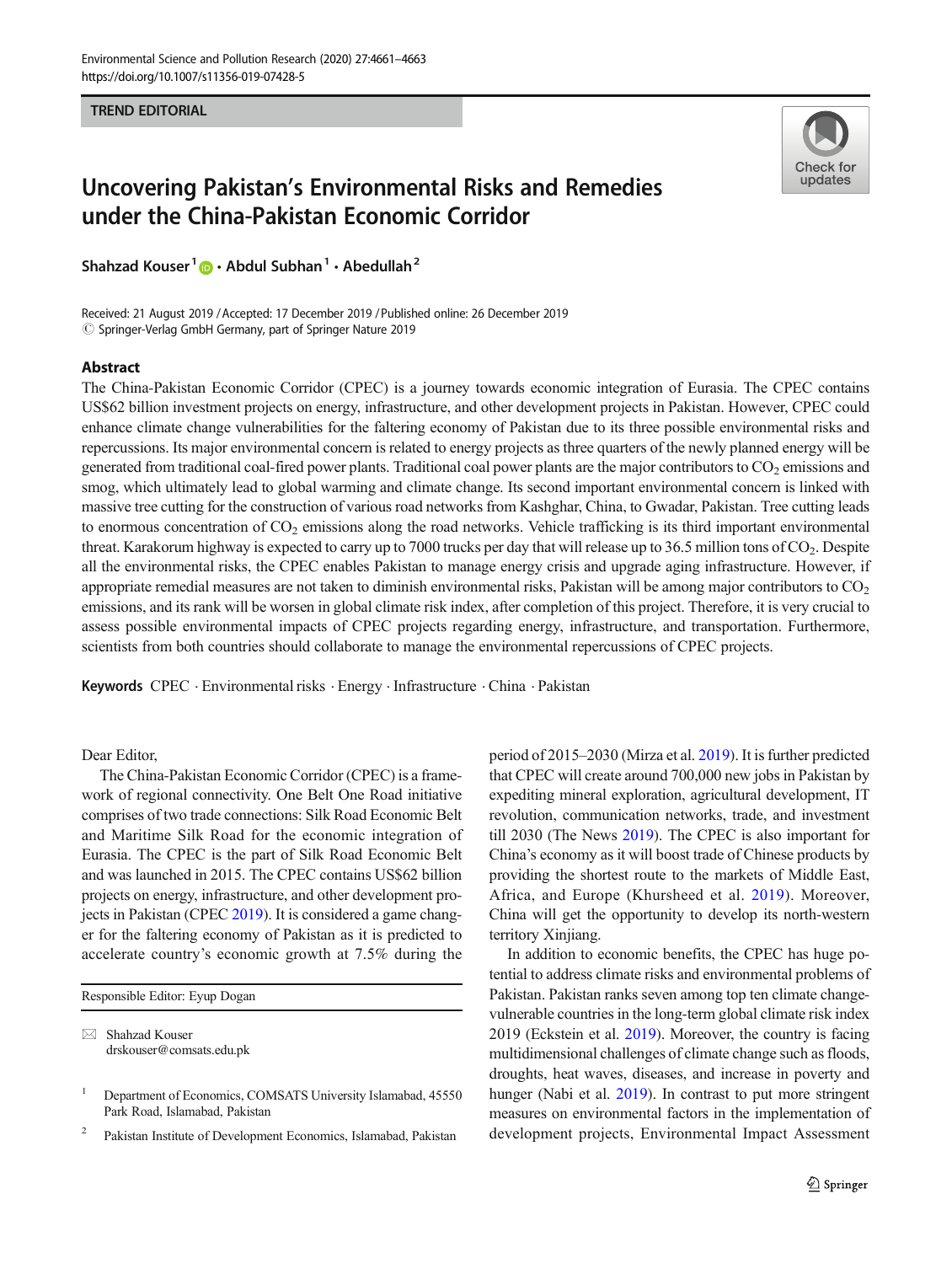TREND EDITORIAL

# Uncovering Pakistan's Environmental Risks and Remedies under the China-Pakistan Economic Corridor

**Shahzad Kouser**[1] · **Abdul Subhan**[1] · **Abedullah**[2]

Received: 21 August 2019 / Accepted: 17 December 2019 / Published online: 26 December 2019
© Springer-Verlag GmbH Germany, part of Springer Nature 2019

## Abstract

The China-Pakistan Economic Corridor (CPEC) is a journey towards economic integration of Eurasia. The CPEC contains US$62 billion investment projects on energy, infrastructure, and other development projects in Pakistan. However, CPEC could enhance climate change vulnerabilities for the faltering economy of Pakistan due to its three possible environmental risks and repercussions. Its major environmental concern is related to energy projects as three quarters of the newly planned energy will be generated from traditional coal-fired power plants. Traditional coal power plants are the major contributors to $CO_2$ emissions and smog, which ultimately lead to global warming and climate change. Its second important environmental concern is linked with massive tree cutting for the construction of various road networks from Kashghar, China, to Gwadar, Pakistan. Tree cutting leads to enormous concentration of $CO_2$ emissions along the road networks. Vehicle trafficking is its third important environmental threat. Karakorum highway is expected to carry up to 7000 trucks per day that will release up to 36.5 million tons of $CO_2$. Despite all the environmental risks, the CPEC enables Pakistan to manage energy crisis and upgrade aging infrastructure. However, if appropriate remedial measures are not taken to diminish environmental risks, Pakistan will be among major contributors to $CO_2$ emissions, and its rank will be worsen in global climate risk index, after completion of this project. Therefore, it is very crucial to assess possible environmental impacts of CPEC projects regarding energy, infrastructure, and transportation. Furthermore, scientists from both countries should collaborate to manage the environmental repercussions of CPEC projects.

**Keywords** CPEC · Environmental risks · Energy · Infrastructure · China · Pakistan

Dear Editor,

The China-Pakistan Economic Corridor (CPEC) is a framework of regional connectivity. One Belt One Road initiative comprises of two trade connections: Silk Road Economic Belt and Maritime Silk Road for the economic integration of Eurasia. The CPEC is the part of Silk Road Economic Belt and was launched in 2015. The CPEC contains US$62 billion projects on energy, infrastructure, and other development projects in Pakistan (CPEC 2019). It is considered a game changer for the faltering economy of Pakistan as it is predicted to accelerate country's economic growth at 7.5% during the period of 2015–2030 (Mirza et al. 2019). It is further predicted that CPEC will create around 700,000 new jobs in Pakistan by expediting mineral exploration, agricultural development, IT revolution, communication networks, trade, and investment till 2030 (The News 2019). The CPEC is also important for China's economy as it will boost trade of Chinese products by providing the shortest route to the markets of Middle East, Africa, and Europe (Khursheed et al. 2019). Moreover, China will get the opportunity to develop its north-western territory Xinjiang.

In addition to economic benefits, the CPEC has huge potential to address climate risks and environmental problems of Pakistan. Pakistan ranks seven among top ten climate change-vulnerable countries in the long-term global climate risk index 2019 (Eckstein et al. 2019). Moreover, the country is facing multidimensional challenges of climate change such as floods, droughts, heat waves, diseases, and increase in poverty and hunger (Nabi et al. 2019). In contrast to put more stringent measures on environmental factors in the implementation of development projects, Environmental Impact Assessment

---

Responsible Editor: Eyup Dogan

✉ Shahzad Kouser
drskouser@comsats.edu.pk

[1] Department of Economics, COMSATS University Islamabad, 45550 Park Road, Islamabad, Pakistan

[2] Pakistan Institute of Development Economics, Islamabad, Pakistan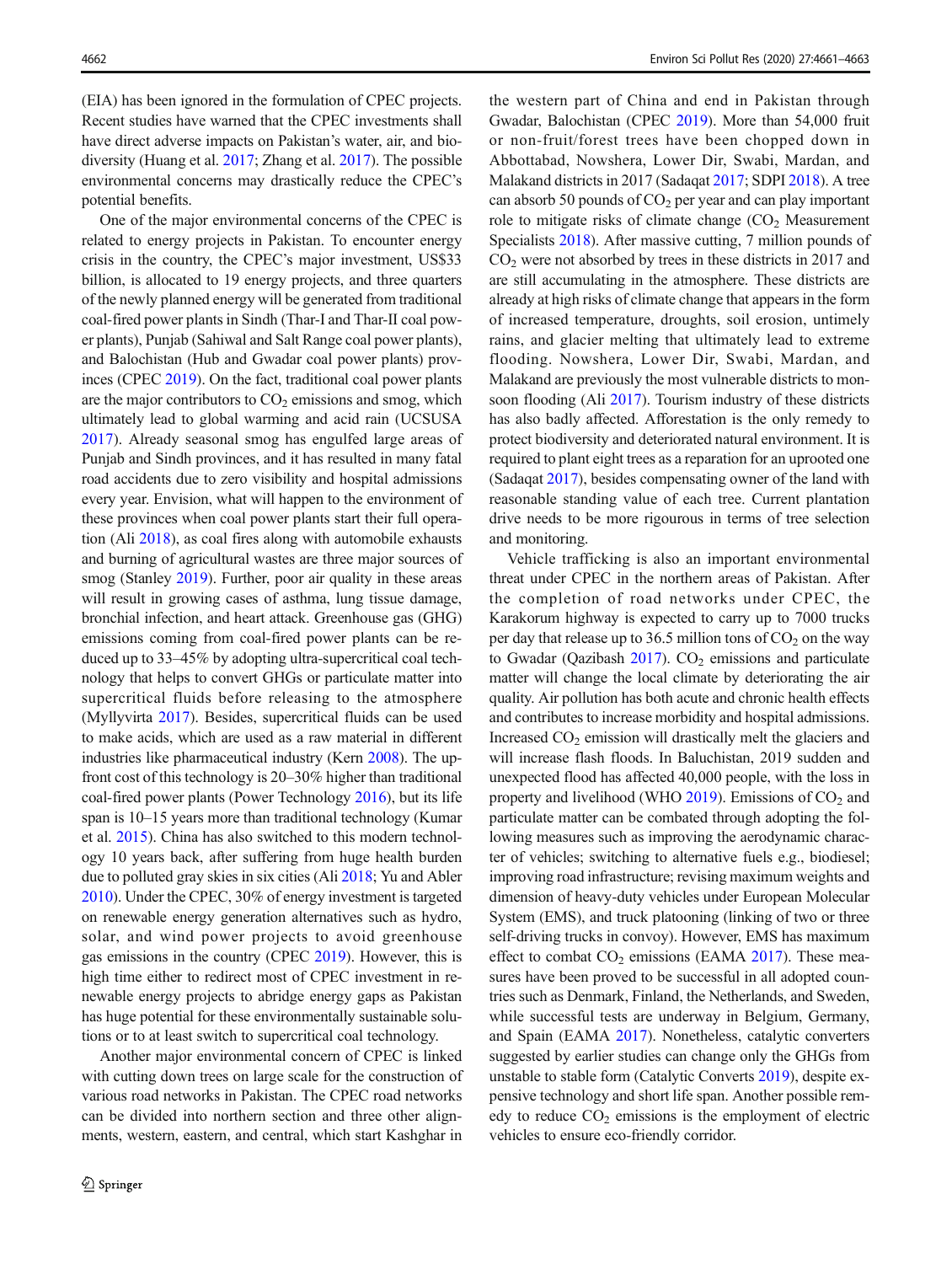(EIA) has been ignored in the formulation of CPEC projects. Recent studies have warned that the CPEC investments shall have direct adverse impacts on Pakistan's water, air, and biodiversity (Huang et al. 2017; Zhang et al. 2017). The possible environmental concerns may drastically reduce the CPEC's potential benefits.

One of the major environmental concerns of the CPEC is related to energy projects in Pakistan. To encounter energy crisis in the country, the CPEC's major investment, US\$33 billion, is allocated to 19 energy projects, and three quarters of the newly planned energy will be generated from traditional coal-fired power plants in Sindh (Thar-I and Thar-II coal power plants), Punjab (Sahiwal and Salt Range coal power plants), and Balochistan (Hub and Gwadar coal power plants) provinces (CPEC 2019). On the fact, traditional coal power plants are the major contributors to $CO_2$ emissions and smog, which ultimately lead to global warming and acid rain (UCSUSA 2017). Already seasonal smog has engulfed large areas of Punjab and Sindh provinces, and it has resulted in many fatal road accidents due to zero visibility and hospital admissions every year. Envision, what will happen to the environment of these provinces when coal power plants start their full operation (Ali 2018), as coal fires along with automobile exhausts and burning of agricultural wastes are three major sources of smog (Stanley 2019). Further, poor air quality in these areas will result in growing cases of asthma, lung tissue damage, bronchial infection, and heart attack. Greenhouse gas (GHG) emissions coming from coal-fired power plants can be reduced up to 33–45% by adopting ultra-supercritical coal technology that helps to convert GHGs or particulate matter into supercritical fluids before releasing to the atmosphere (Myllyvirta 2017). Besides, supercritical fluids can be used to make acids, which are used as a raw material in different industries like pharmaceutical industry (Kern 2008). The upfront cost of this technology is 20–30% higher than traditional coal-fired power plants (Power Technology 2016), but its life span is 10–15 years more than traditional technology (Kumar et al. 2015). China has also switched to this modern technology 10 years back, after suffering from huge health burden due to polluted gray skies in six cities (Ali 2018; Yu and Abler 2010). Under the CPEC, 30% of energy investment is targeted on renewable energy generation alternatives such as hydro, solar, and wind power projects to avoid greenhouse gas emissions in the country (CPEC 2019). However, this is high time either to redirect most of CPEC investment in renewable energy projects to abridge energy gaps as Pakistan has huge potential for these environmentally sustainable solutions or to at least switch to supercritical coal technology.

Another major environmental concern of CPEC is linked with cutting down trees on large scale for the construction of various road networks in Pakistan. The CPEC road networks can be divided into northern section and three other alignments, western, eastern, and central, which start Kashghar in the western part of China and end in Pakistan through Gwadar, Balochistan (CPEC 2019). More than 54,000 fruit or non-fruit/forest trees have been chopped down in Abbottabad, Nowshera, Lower Dir, Swabi, Mardan, and Malakand districts in 2017 (Sadaqat 2017; SDPI 2018). A tree can absorb 50 pounds of $CO_2$ per year and can play important role to mitigate risks of climate change ($CO_2$ Measurement Specialists 2018). After massive cutting, 7 million pounds of $CO_2$ were not absorbed by trees in these districts in 2017 and are still accumulating in the atmosphere. These districts are already at high risks of climate change that appears in the form of increased temperature, droughts, soil erosion, untimely rains, and glacier melting that ultimately lead to extreme flooding. Nowshera, Lower Dir, Swabi, Mardan, and Malakand are previously the most vulnerable districts to monsoon flooding (Ali 2017). Tourism industry of these districts has also badly affected. Afforestation is the only remedy to protect biodiversity and deteriorated natural environment. It is required to plant eight trees as a reparation for an uprooted one (Sadaqat 2017), besides compensating owner of the land with reasonable standing value of each tree. Current plantation drive needs to be more rigourous in terms of tree selection and monitoring.

Vehicle trafficking is also an important environmental threat under CPEC in the northern areas of Pakistan. After the completion of road networks under CPEC, the Karakorum highway is expected to carry up to 7000 trucks per day that release up to 36.5 million tons of $CO_2$ on the way to Gwadar (Qazibash 2017). $CO_2$ emissions and particulate matter will change the local climate by deteriorating the air quality. Air pollution has both acute and chronic health effects and contributes to increase morbidity and hospital admissions. Increased $CO_2$ emission will drastically melt the glaciers and will increase flash floods. In Baluchistan, 2019 sudden and unexpected flood has affected 40,000 people, with the loss in property and livelihood (WHO 2019). Emissions of $CO_2$ and particulate matter can be combated through adopting the following measures such as improving the aerodynamic character of vehicles; switching to alternative fuels e.g., biodiesel; improving road infrastructure; revising maximum weights and dimension of heavy-duty vehicles under European Molecular System (EMS), and truck platooning (linking of two or three self-driving trucks in convoy). However, EMS has maximum effect to combat $CO_2$ emissions (EAMA 2017). These measures have been proved to be successful in all adopted countries such as Denmark, Finland, the Netherlands, and Sweden, while successful tests are underway in Belgium, Germany, and Spain (EAMA 2017). Nonetheless, catalytic converters suggested by earlier studies can change only the GHGs from unstable to stable form (Catalytic Converts 2019), despite expensive technology and short life span. Another possible remedy to reduce $CO_2$ emissions is the employment of electric vehicles to ensure eco-friendly corridor.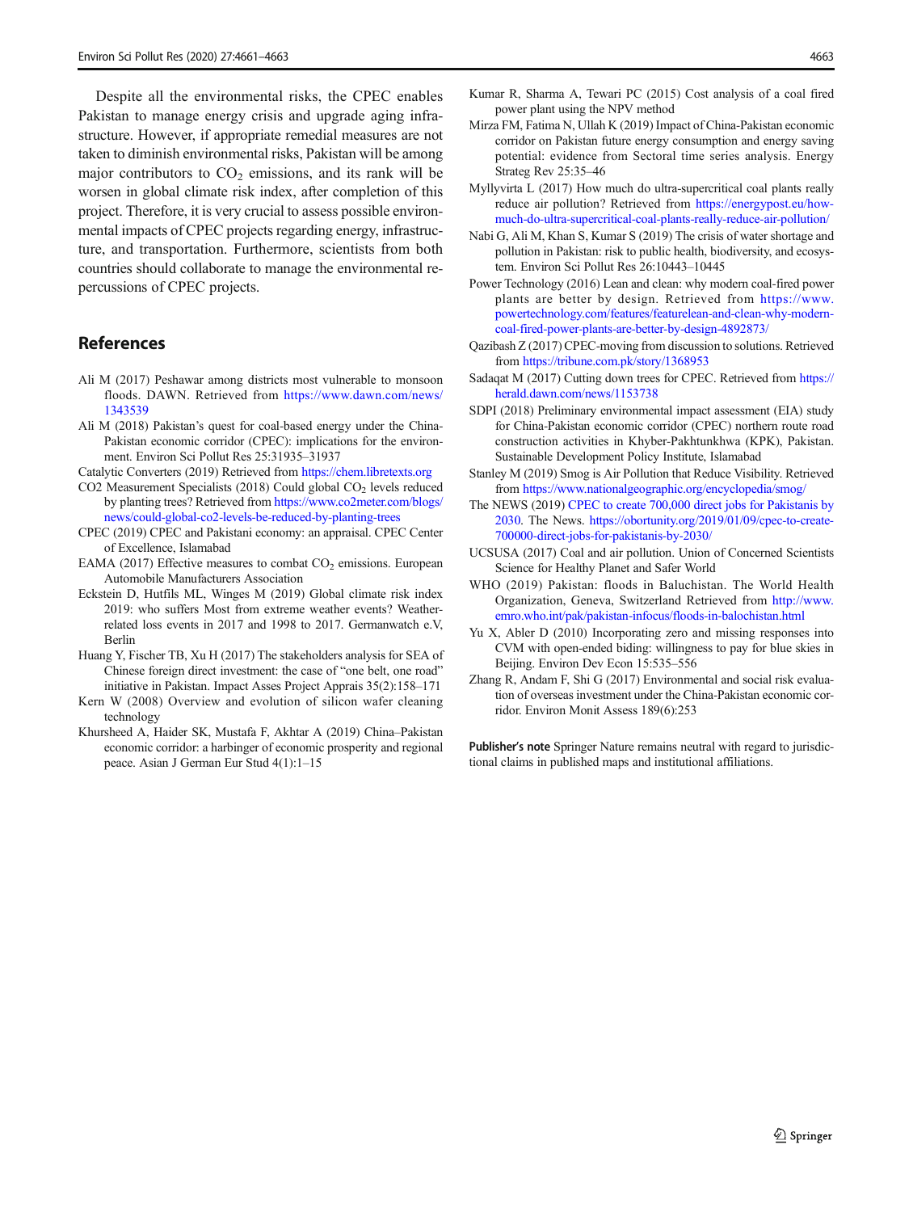Despite all the environmental risks, the CPEC enables Pakistan to manage energy crisis and upgrade aging infrastructure. However, if appropriate remedial measures are not taken to diminish environmental risks, Pakistan will be among major contributors to $CO_2$ emissions, and its rank will be worsen in global climate risk index, after completion of this project. Therefore, it is very crucial to assess possible environmental impacts of CPEC projects regarding energy, infrastructure, and transportation. Furthermore, scientists from both countries should collaborate to manage the environmental repercussions of CPEC projects.

## References

Ali M (2017) Peshawar among districts most vulnerable to monsoon floods. DAWN. Retrieved from https://www.dawn.com/news/1343539

Ali M (2018) Pakistan's quest for coal-based energy under the China-Pakistan economic corridor (CPEC): implications for the environment. Environ Sci Pollut Res 25:31935–31937

Catalytic Converters (2019) Retrieved from https://chem.libretexts.org

CO2 Measurement Specialists (2018) Could global $CO_2$ levels reduced by planting trees? Retrieved from https://www.co2meter.com/blogs/news/could-global-co2-levels-be-reduced-by-planting-trees

CPEC (2019) CPEC and Pakistani economy: an appraisal. CPEC Center of Excellence, Islamabad

EAMA (2017) Effective measures to combat $CO_2$ emissions. European Automobile Manufacturers Association

Eckstein D, Hutfils ML, Winges M (2019) Global climate risk index 2019: who suffers Most from extreme weather events? Weather-related loss events in 2017 and 1998 to 2017. Germanwatch e.V, Berlin

Huang Y, Fischer TB, Xu H (2017) The stakeholders analysis for SEA of Chinese foreign direct investment: the case of "one belt, one road" initiative in Pakistan. Impact Asses Project Apprais 35(2):158–171

Kern W (2008) Overview and evolution of silicon wafer cleaning technology

Khursheed A, Haider SK, Mustafa F, Akhtar A (2019) China–Pakistan economic corridor: a harbinger of economic prosperity and regional peace. Asian J German Eur Stud 4(1):1–15

Kumar R, Sharma A, Tewari PC (2015) Cost analysis of a coal fired power plant using the NPV method

Mirza FM, Fatima N, Ullah K (2019) Impact of China-Pakistan economic corridor on Pakistan future energy consumption and energy saving potential: evidence from Sectoral time series analysis. Energy Strateg Rev 25:35–46

Myllyvirta L (2017) How much do ultra-supercritical coal plants really reduce air pollution? Retrieved from https://energypost.eu/how-much-do-ultra-supercritical-coal-plants-really-reduce-air-pollution/

Nabi G, Ali M, Khan S, Kumar S (2019) The crisis of water shortage and pollution in Pakistan: risk to public health, biodiversity, and ecosystem. Environ Sci Pollut Res 26:10443–10445

Power Technology (2016) Lean and clean: why modern coal-fired power plants are better by design. Retrieved from https://www.powertechnology.com/features/featurelean-and-clean-why-modern-coal-fired-power-plants-are-better-by-design-4892873/

Qazibash Z (2017) CPEC-moving from discussion to solutions. Retrieved from https://tribune.com.pk/story/1368953

Sadaqat M (2017) Cutting down trees for CPEC. Retrieved from https://herald.dawn.com/news/1153738

SDPI (2018) Preliminary environmental impact assessment (EIA) study for China-Pakistan economic corridor (CPEC) northern route road construction activities in Khyber-Pakhtunkhwa (KPK), Pakistan. Sustainable Development Policy Institute, Islamabad

Stanley M (2019) Smog is Air Pollution that Reduce Visibility. Retrieved from https://www.nationalgeographic.org/encyclopedia/smog/

The NEWS (2019) CPEC to create 700,000 direct jobs for Pakistanis by 2030. The News. https://obortunity.org/2019/01/09/cpec-to-create-700000-direct-jobs-for-pakistanis-by-2030/

UCSUSA (2017) Coal and air pollution. Union of Concerned Scientists Science for Healthy Planet and Safer World

WHO (2019) Pakistan: floods in Baluchistan. The World Health Organization, Geneva, Switzerland Retrieved from http://www.emro.who.int/pak/pakistan-infocus/floods-in-balochistan.html

Yu X, Abler D (2010) Incorporating zero and missing responses into CVM with open-ended biding: willingness to pay for blue skies in Beijing. Environ Dev Econ 15:535–556

Zhang R, Andam F, Shi G (2017) Environmental and social risk evaluation of overseas investment under the China-Pakistan economic corridor. Environ Monit Assess 189(6):253

**Publisher's note** Springer Nature remains neutral with regard to jurisdictional claims in published maps and institutional affiliations.